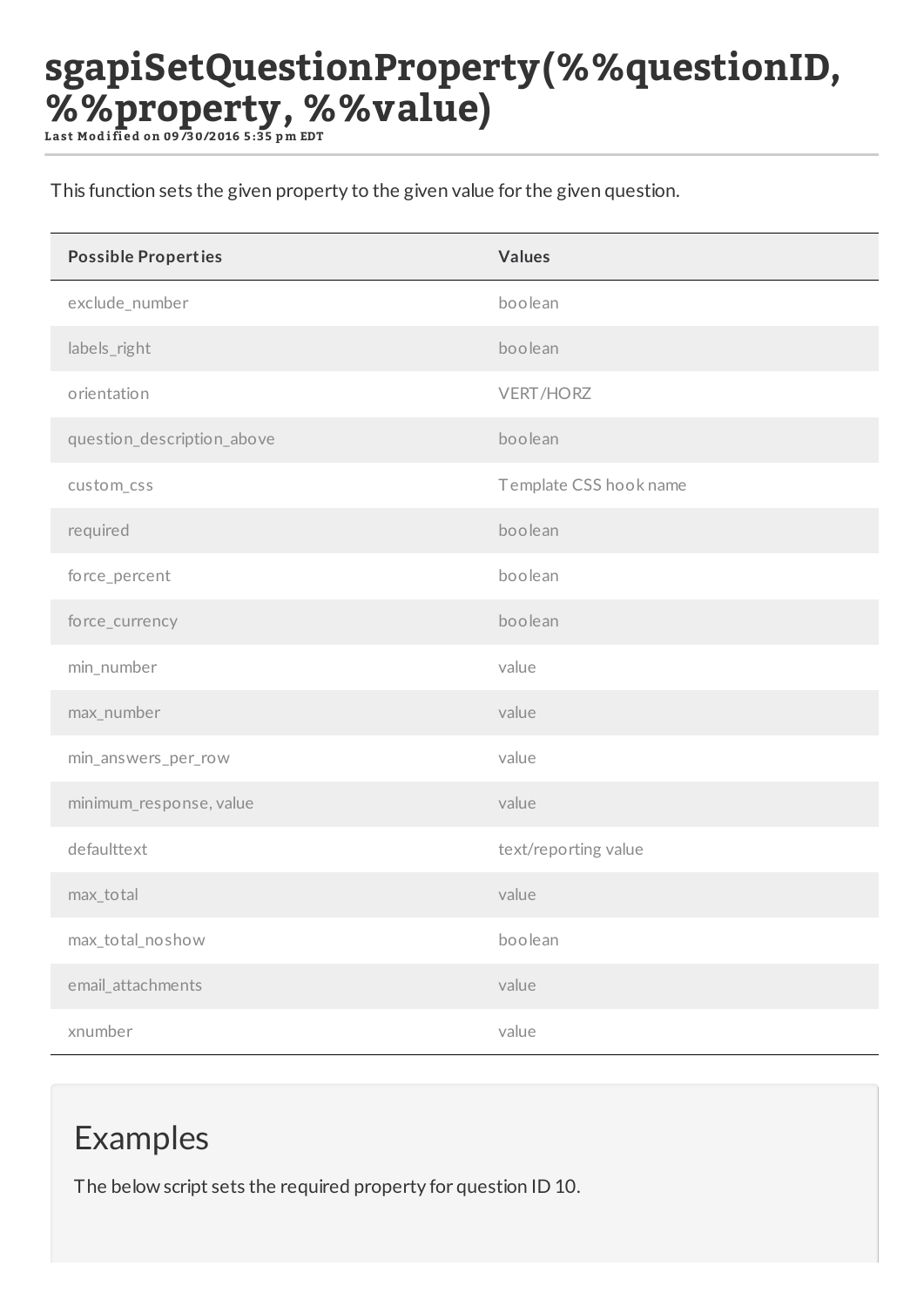# sgapiSetQuestionProperty(%%questionID, %%property, %%value)

**Last Modified on 09/30/2016 5:35 pm EDT**

This function sets the given property to the given value for the given question.

| Possible Properties | Values |
| --- | --- |
| exclude_number | boolean |
| labels_right | boolean |
| orientation | VERT/HORZ |
| question_description_above | boolean |
| custom_css | Template CSS hook name |
| required | boolean |
| force_percent | boolean |
| force_currency | boolean |
| min_number | value |
| max_number | value |
| min_answers_per_row | value |
| minimum_response, value | value |
| defaulttext | text/reporting value |
| max_total | value |
| max_total_noshow | boolean |
| email_attachments | value |
| xnumber | value |

## Examples

The below script sets the required property for question ID 10.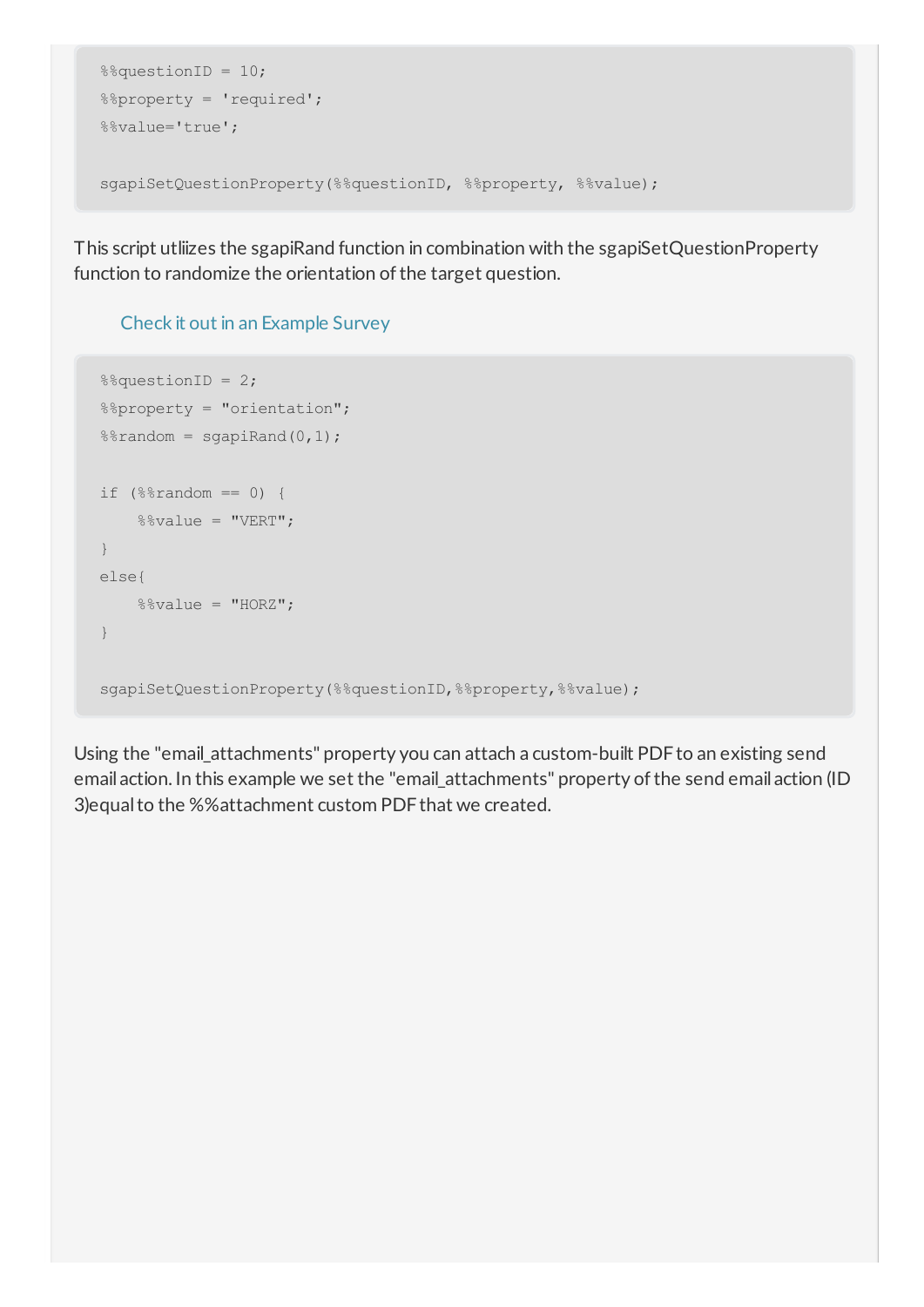```
%%questionID = 10;
%%property = 'required';
%%value='true';

sgapiSetQuestionProperty(%%questionID, %%property, %%value);
```

This script utliizes the sgapiRand function in combination with the sgapiSetQuestionProperty function to randomize the orientation of the target question.

Check it out in an Example Survey

```
%%questionID = 2;
%%property = "orientation";
%%random = sgapiRand(0,1);

if (%%random == 0) {
    %%value = "VERT";
}
else{
    %%value = "HORZ";
}

sgapiSetQuestionProperty(%%questionID,%%property,%%value);
```

Using the "email_attachments" property you can attach a custom-built PDF to an existing send email action. In this example we set the "email_attachments" property of the send email action (ID 3)equal to the %%attachment custom PDF that we created.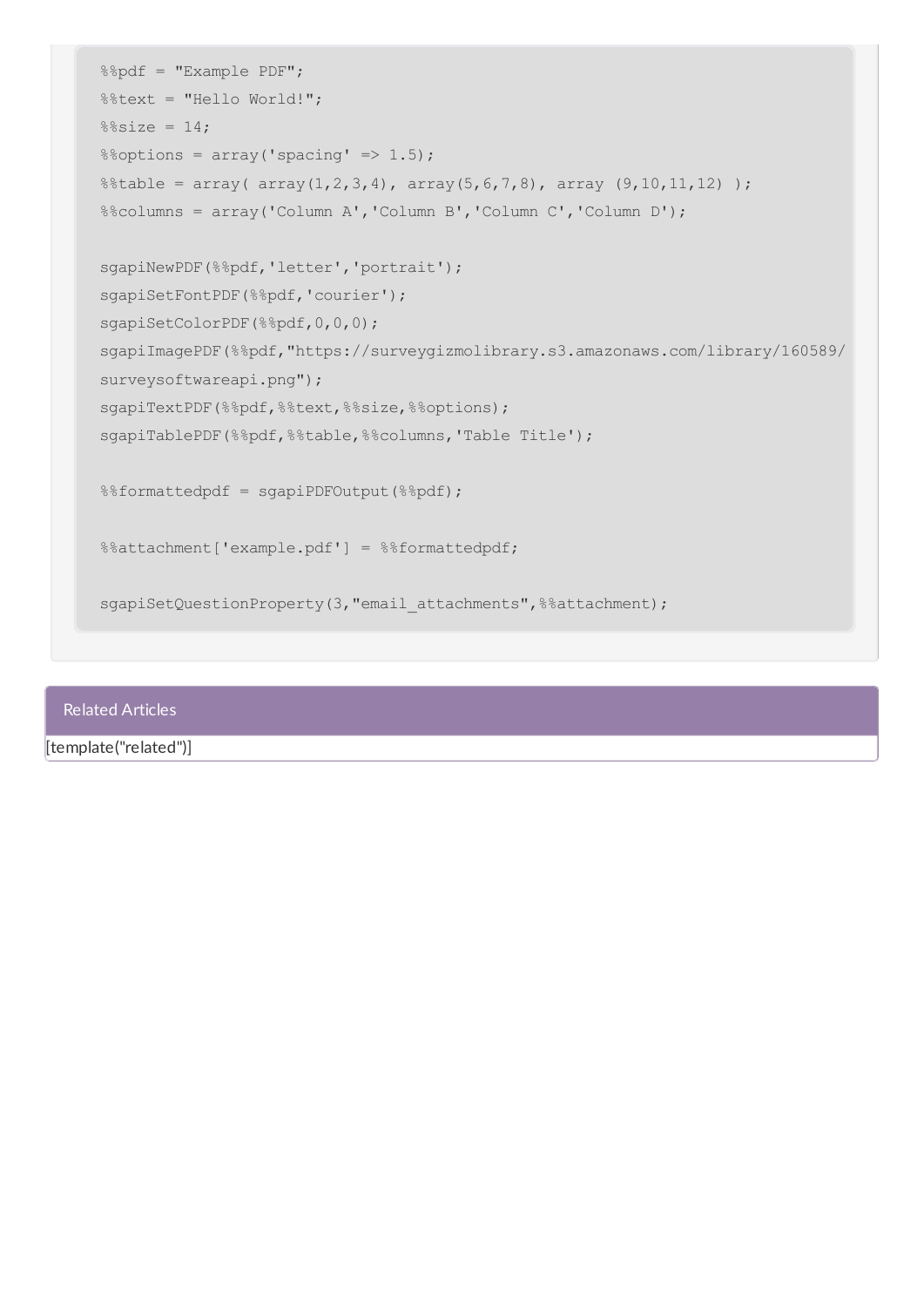```
%%pdf = "Example PDF";
%%text = "Hello World!";
%%size = 14;
%%options = array('spacing' => 1.5);
%%table = array( array(1,2,3,4), array(5,6,7,8), array (9,10,11,12) );
%%columns = array('Column A','Column B','Column C','Column D');

sgapiNewPDF(%%pdf,'letter','portrait');
sgapiSetFontPDF(%%pdf,'courier');
sgapiSetColorPDF(%%pdf,0,0,0);
sgapiImagePDF(%%pdf,"https://surveygizmolibrary.s3.amazonaws.com/library/160589/
surveysoftwareapi.png");
sgapiTextPDF(%%pdf,%%text,%%size,%%options);
sgapiTablePDF(%%pdf,%%table,%%columns,'Table Title');

%%formattedpdf = sgapiPDFOutput(%%pdf);

%%attachment['example.pdf'] = %%formattedpdf;

sgapiSetQuestionProperty(3,"email_attachments",%%attachment);
```

Related Articles

[template("related")]